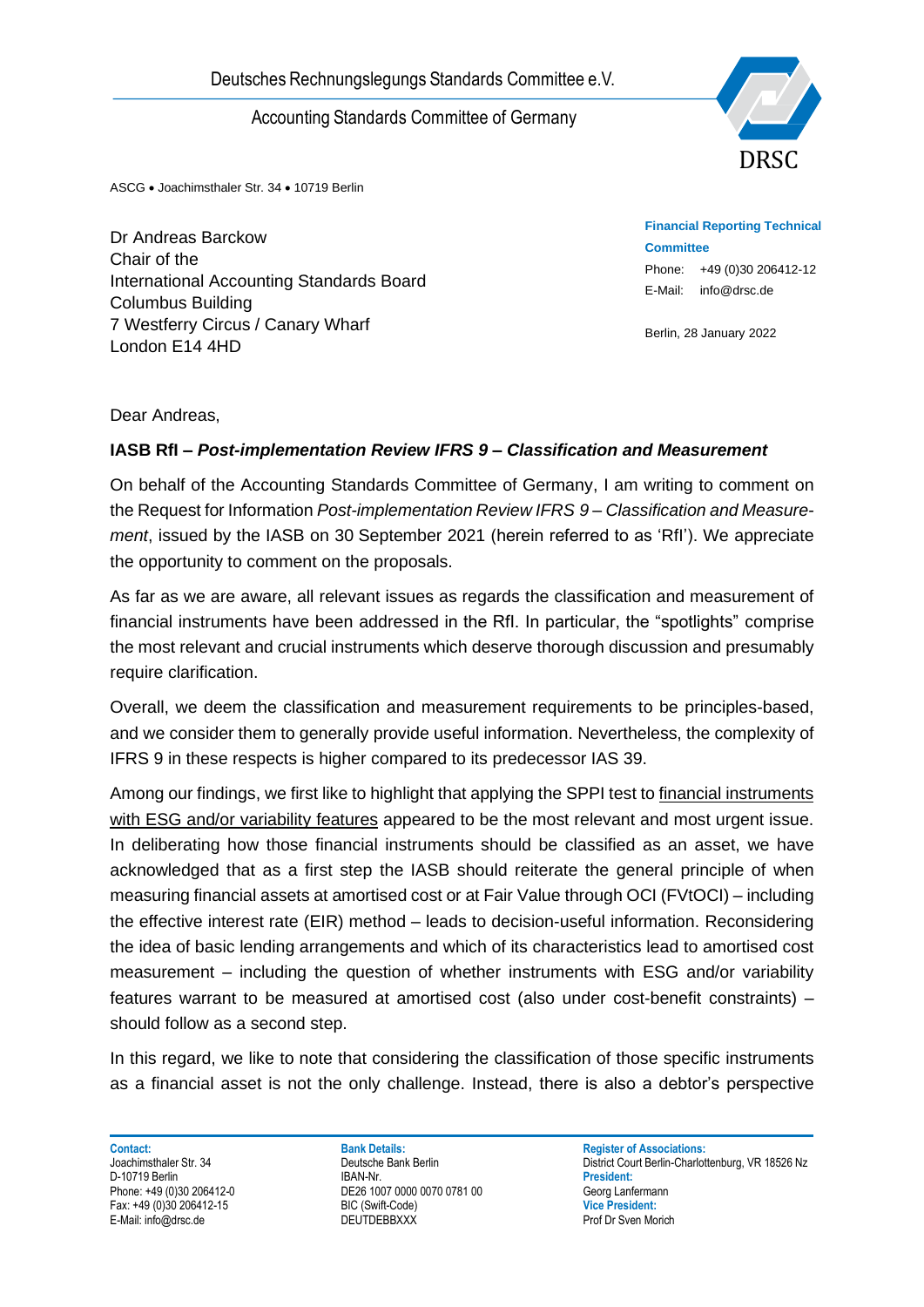Deutsches Rechnungslegungs Standards Committee e.V.

Accounting Standards Committee of Germany

ASCG • Joachimsthaler Str. 34 • 10719 Berlin

Dr Andreas Barckow
Chair of the
International Accounting Standards Board
Columbus Building
7 Westferry Circus / Canary Wharf
London E14 4HD

**Financial Reporting Technical Committee**
Phone: +49 (0)30 206412-12
E-Mail: info@drsc.de

Berlin, 28 January 2022

Dear Andreas,

**IASB RfI – *Post-implementation Review IFRS 9 – Classification and Measurement***

On behalf of the Accounting Standards Committee of Germany, I am writing to comment on the Request for Information *Post-implementation Review IFRS 9 – Classification and Measurement*, issued by the IASB on 30 September 2021 (herein referred to as 'RfI'). We appreciate the opportunity to comment on the proposals.

As far as we are aware, all relevant issues as regards the classification and measurement of financial instruments have been addressed in the RfI. In particular, the "spotlights" comprise the most relevant and crucial instruments which deserve thorough discussion and presumably require clarification.

Overall, we deem the classification and measurement requirements to be principles-based, and we consider them to generally provide useful information. Nevertheless, the complexity of IFRS 9 in these respects is higher compared to its predecessor IAS 39.

Among our findings, we first like to highlight that applying the SPPI test to financial instruments with ESG and/or variability features appeared to be the most relevant and most urgent issue. In deliberating how those financial instruments should be classified as an asset, we have acknowledged that as a first step the IASB should reiterate the general principle of when measuring financial assets at amortised cost or at Fair Value through OCI (FVtOCI) – including the effective interest rate (EIR) method – leads to decision-useful information. Reconsidering the idea of basic lending arrangements and which of its characteristics lead to amortised cost measurement – including the question of whether instruments with ESG and/or variability features warrant to be measured at amortised cost (also under cost-benefit constraints) – should follow as a second step.

In this regard, we like to note that considering the classification of those specific instruments as a financial asset is not the only challenge. Instead, there is also a debtor's perspective

**Contact:**
Joachimsthaler Str. 34
D-10719 Berlin
Phone: +49 (0)30 206412-0
Fax: +49 (0)30 206412-15
E-Mail: info@drsc.de

**Bank Details:**
Deutsche Bank Berlin
IBAN-Nr.
DE26 1007 0000 0070 0781 00
BIC (Swift-Code)
DEUTDEBBXXX

**Register of Associations:**
District Court Berlin-Charlottenburg, VR 18526 Nz
**President:**
Georg Lanfermann
**Vice President:**
Prof Dr Sven Morich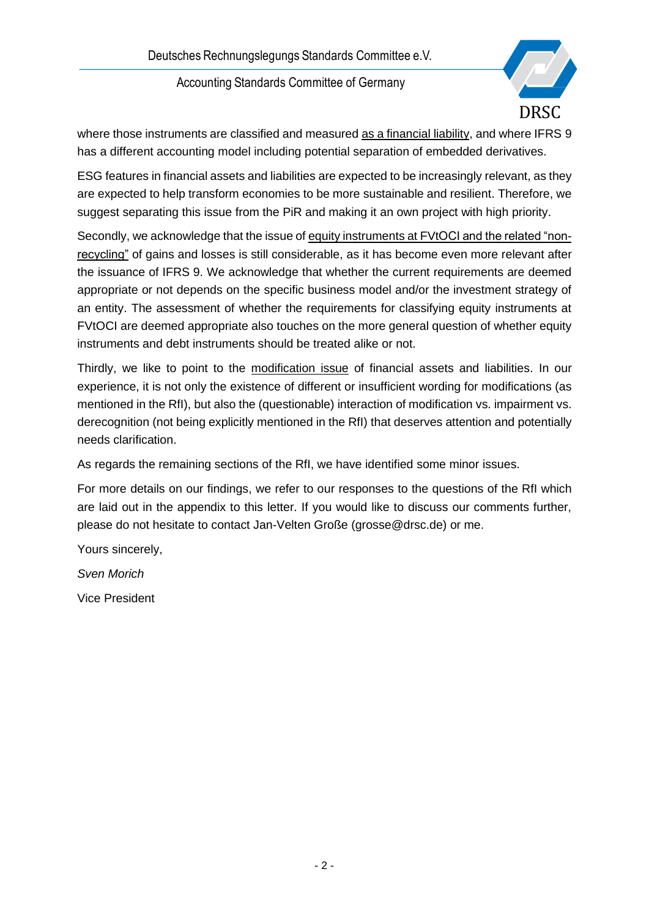where those instruments are classified and measured as a financial liability, and where IFRS 9 has a different accounting model including potential separation of embedded derivatives.

ESG features in financial assets and liabilities are expected to be increasingly relevant, as they are expected to help transform economies to be more sustainable and resilient. Therefore, we suggest separating this issue from the PiR and making it an own project with high priority.

Secondly, we acknowledge that the issue of equity instruments at FVtOCI and the related "non-recycling" of gains and losses is still considerable, as it has become even more relevant after the issuance of IFRS 9. We acknowledge that whether the current requirements are deemed appropriate or not depends on the specific business model and/or the investment strategy of an entity. The assessment of whether the requirements for classifying equity instruments at FVtOCI are deemed appropriate also touches on the more general question of whether equity instruments and debt instruments should be treated alike or not.

Thirdly, we like to point to the modification issue of financial assets and liabilities. In our experience, it is not only the existence of different or insufficient wording for modifications (as mentioned in the RfI), but also the (questionable) interaction of modification vs. impairment vs. derecognition (not being explicitly mentioned in the RfI) that deserves attention and potentially needs clarification.

As regards the remaining sections of the RfI, we have identified some minor issues.

For more details on our findings, we refer to our responses to the questions of the RfI which are laid out in the appendix to this letter. If you would like to discuss our comments further, please do not hesitate to contact Jan-Velten Große (grosse@drsc.de) or me.

Yours sincerely,

*Sven Morich*

Vice President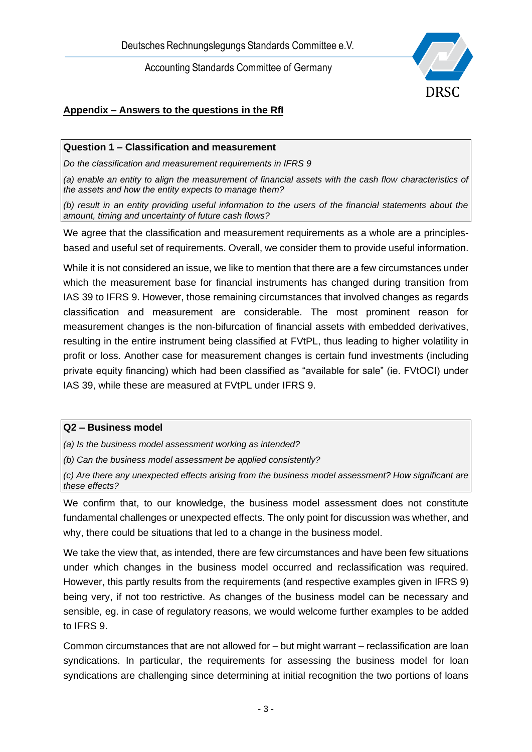## Appendix – Answers to the questions in the RfI

**Question 1 – Classification and measurement**

*Do the classification and measurement requirements in IFRS 9*

*(a) enable an entity to align the measurement of financial assets with the cash flow characteristics of the assets and how the entity expects to manage them?*

*(b) result in an entity providing useful information to the users of the financial statements about the amount, timing and uncertainty of future cash flows?*

We agree that the classification and measurement requirements as a whole are a principles-based and useful set of requirements. Overall, we consider them to provide useful information.

While it is not considered an issue, we like to mention that there are a few circumstances under which the measurement base for financial instruments has changed during transition from IAS 39 to IFRS 9. However, those remaining circumstances that involved changes as regards classification and measurement are considerable. The most prominent reason for measurement changes is the non-bifurcation of financial assets with embedded derivatives, resulting in the entire instrument being classified at FVtPL, thus leading to higher volatility in profit or loss. Another case for measurement changes is certain fund investments (including private equity financing) which had been classified as "available for sale" (ie. FVtOCI) under IAS 39, while these are measured at FVtPL under IFRS 9.

**Q2 – Business model**

*(a) Is the business model assessment working as intended?*

*(b) Can the business model assessment be applied consistently?*

*(c) Are there any unexpected effects arising from the business model assessment? How significant are these effects?*

We confirm that, to our knowledge, the business model assessment does not constitute fundamental challenges or unexpected effects. The only point for discussion was whether, and why, there could be situations that led to a change in the business model.

We take the view that, as intended, there are few circumstances and have been few situations under which changes in the business model occurred and reclassification was required. However, this partly results from the requirements (and respective examples given in IFRS 9) being very, if not too restrictive. As changes of the business model can be necessary and sensible, eg. in case of regulatory reasons, we would welcome further examples to be added to IFRS 9.

Common circumstances that are not allowed for – but might warrant – reclassification are loan syndications. In particular, the requirements for assessing the business model for loan syndications are challenging since determining at initial recognition the two portions of loans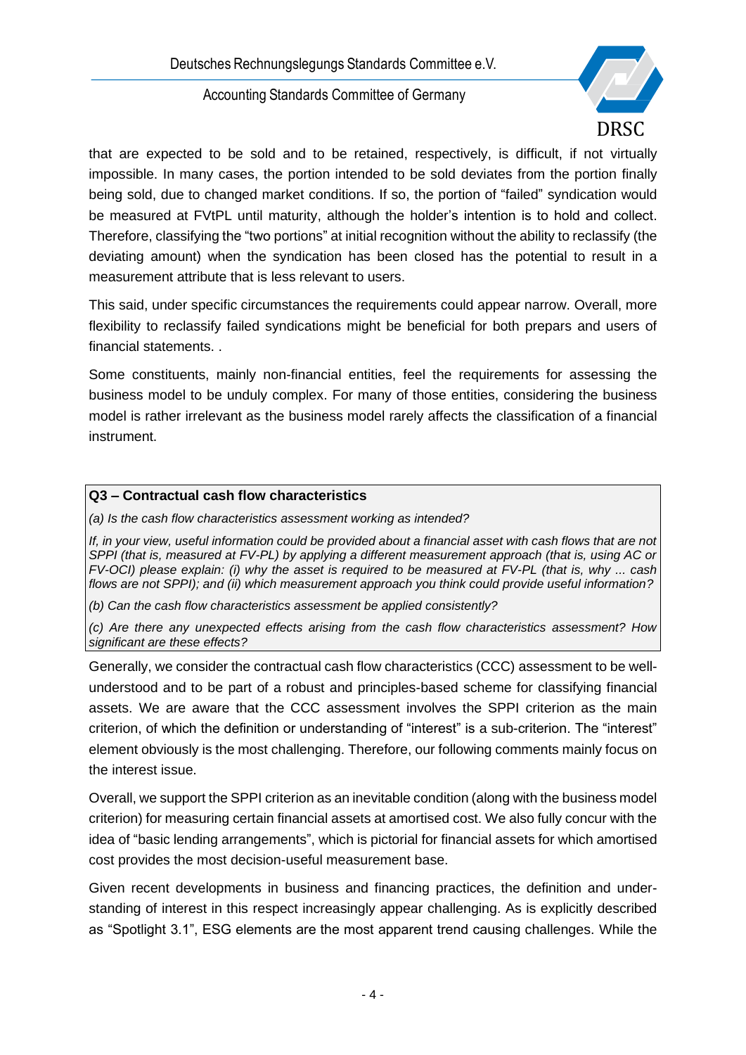that are expected to be sold and to be retained, respectively, is difficult, if not virtually impossible. In many cases, the portion intended to be sold deviates from the portion finally being sold, due to changed market conditions. If so, the portion of "failed" syndication would be measured at FVtPL until maturity, although the holder's intention is to hold and collect. Therefore, classifying the "two portions" at initial recognition without the ability to reclassify (the deviating amount) when the syndication has been closed has the potential to result in a measurement attribute that is less relevant to users.

This said, under specific circumstances the requirements could appear narrow. Overall, more flexibility to reclassify failed syndications might be beneficial for both prepars and users of financial statements. .

Some constituents, mainly non-financial entities, feel the requirements for assessing the business model to be unduly complex. For many of those entities, considering the business model is rather irrelevant as the business model rarely affects the classification of a financial instrument.

**Q3 – Contractual cash flow characteristics**

*(a) Is the cash flow characteristics assessment working as intended?*

*If, in your view, useful information could be provided about a financial asset with cash flows that are not SPPI (that is, measured at FV-PL) by applying a different measurement approach (that is, using AC or FV-OCI) please explain: (i) why the asset is required to be measured at FV-PL (that is, why ... cash flows are not SPPI); and (ii) which measurement approach you think could provide useful information?*

*(b) Can the cash flow characteristics assessment be applied consistently?*

*(c) Are there any unexpected effects arising from the cash flow characteristics assessment? How significant are these effects?*

Generally, we consider the contractual cash flow characteristics (CCC) assessment to be well-understood and to be part of a robust and principles-based scheme for classifying financial assets. We are aware that the CCC assessment involves the SPPI criterion as the main criterion, of which the definition or understanding of "interest" is a sub-criterion. The "interest" element obviously is the most challenging. Therefore, our following comments mainly focus on the interest issue.

Overall, we support the SPPI criterion as an inevitable condition (along with the business model criterion) for measuring certain financial assets at amortised cost. We also fully concur with the idea of "basic lending arrangements", which is pictorial for financial assets for which amortised cost provides the most decision-useful measurement base.

Given recent developments in business and financing practices, the definition and understanding of interest in this respect increasingly appear challenging. As is explicitly described as "Spotlight 3.1", ESG elements are the most apparent trend causing challenges. While the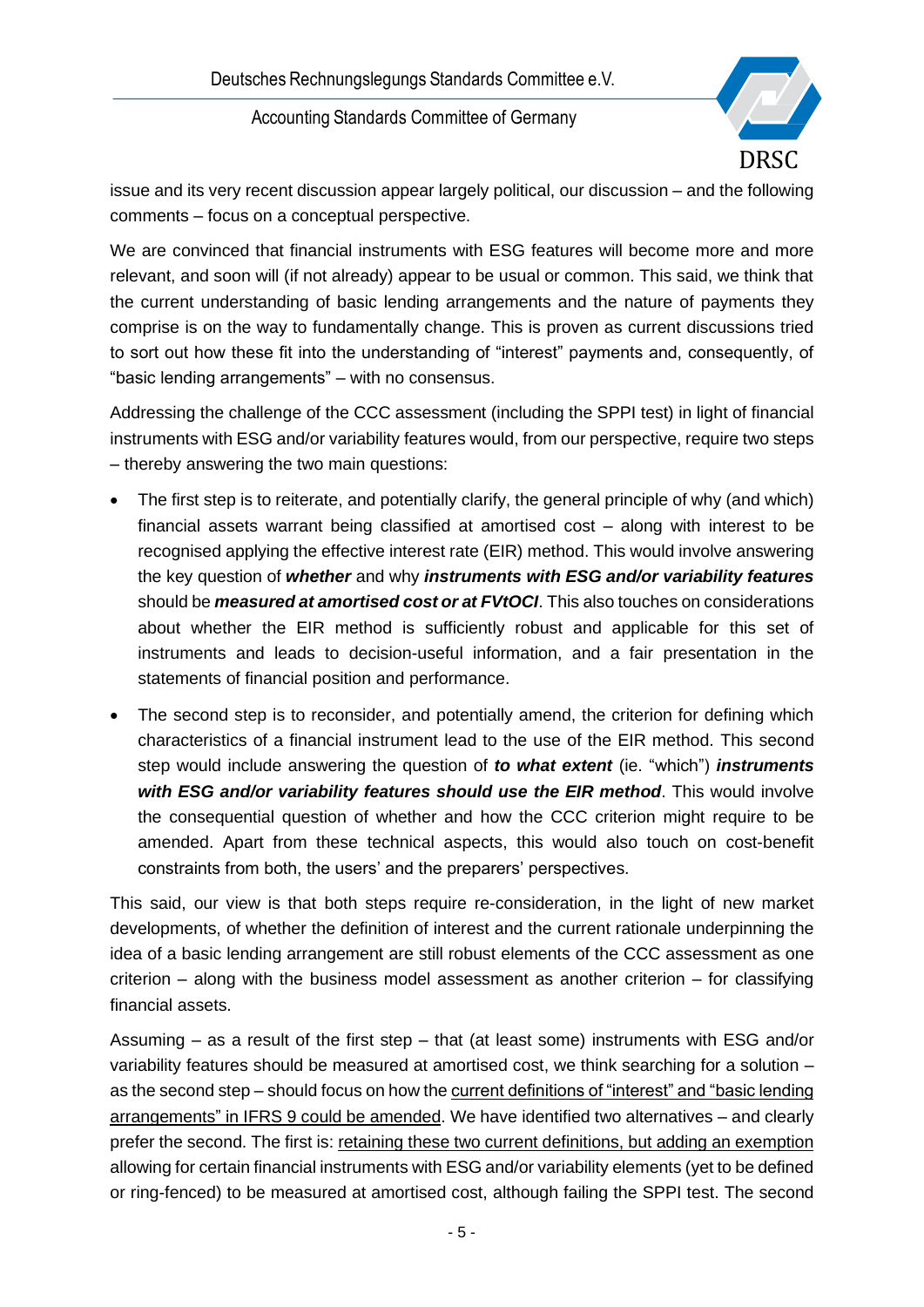issue and its very recent discussion appear largely political, our discussion – and the following comments – focus on a conceptual perspective.

We are convinced that financial instruments with ESG features will become more and more relevant, and soon will (if not already) appear to be usual or common. This said, we think that the current understanding of basic lending arrangements and the nature of payments they comprise is on the way to fundamentally change. This is proven as current discussions tried to sort out how these fit into the understanding of "interest" payments and, consequently, of "basic lending arrangements" – with no consensus.

Addressing the challenge of the CCC assessment (including the SPPI test) in light of financial instruments with ESG and/or variability features would, from our perspective, require two steps – thereby answering the two main questions:

- The first step is to reiterate, and potentially clarify, the general principle of why (and which) financial assets warrant being classified at amortised cost – along with interest to be recognised applying the effective interest rate (EIR) method. This would involve answering the key question of ***whether*** and why ***instruments with ESG and/or variability features*** should be ***measured at amortised cost or at FVtOCI***. This also touches on considerations about whether the EIR method is sufficiently robust and applicable for this set of instruments and leads to decision-useful information, and a fair presentation in the statements of financial position and performance.
- The second step is to reconsider, and potentially amend, the criterion for defining which characteristics of a financial instrument lead to the use of the EIR method. This second step would include answering the question of ***to what extent*** (ie. "which") ***instruments with ESG and/or variability features should use the EIR method***. This would involve the consequential question of whether and how the CCC criterion might require to be amended. Apart from these technical aspects, this would also touch on cost-benefit constraints from both, the users' and the preparers' perspectives.

This said, our view is that both steps require re-consideration, in the light of new market developments, of whether the definition of interest and the current rationale underpinning the idea of a basic lending arrangement are still robust elements of the CCC assessment as one criterion – along with the business model assessment as another criterion – for classifying financial assets.

Assuming – as a result of the first step – that (at least some) instruments with ESG and/or variability features should be measured at amortised cost, we think searching for a solution – as the second step – should focus on how the <u>current definitions of "interest" and "basic lending arrangements" in IFRS 9 could be amended</u>. We have identified two alternatives – and clearly prefer the second. The first is: <u>retaining these two current definitions, but adding an exemption</u> allowing for certain financial instruments with ESG and/or variability elements (yet to be defined or ring-fenced) to be measured at amortised cost, although failing the SPPI test. The second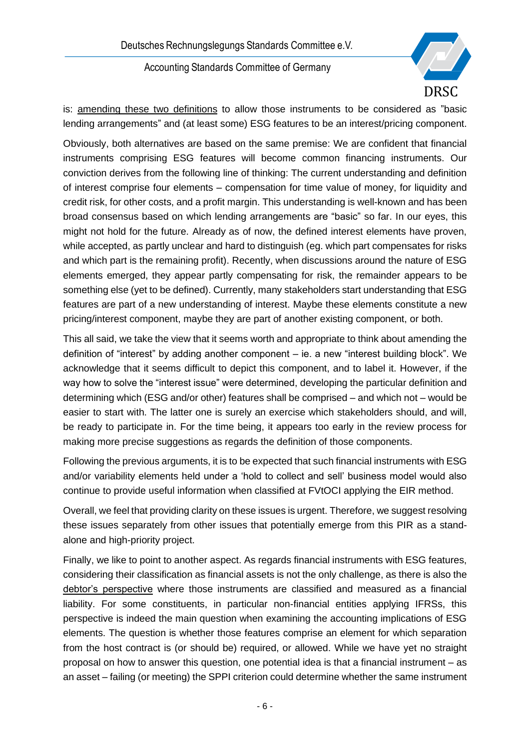is: amending these two definitions to allow those instruments to be considered as "basic lending arrangements" and (at least some) ESG features to be an interest/pricing component.

Obviously, both alternatives are based on the same premise: We are confident that financial instruments comprising ESG features will become common financing instruments. Our conviction derives from the following line of thinking: The current understanding and definition of interest comprise four elements – compensation for time value of money, for liquidity and credit risk, for other costs, and a profit margin. This understanding is well-known and has been broad consensus based on which lending arrangements are "basic" so far. In our eyes, this might not hold for the future. Already as of now, the defined interest elements have proven, while accepted, as partly unclear and hard to distinguish (eg. which part compensates for risks and which part is the remaining profit). Recently, when discussions around the nature of ESG elements emerged, they appear partly compensating for risk, the remainder appears to be something else (yet to be defined). Currently, many stakeholders start understanding that ESG features are part of a new understanding of interest. Maybe these elements constitute a new pricing/interest component, maybe they are part of another existing component, or both.

This all said, we take the view that it seems worth and appropriate to think about amending the definition of "interest" by adding another component – ie. a new "interest building block". We acknowledge that it seems difficult to depict this component, and to label it. However, if the way how to solve the "interest issue" were determined, developing the particular definition and determining which (ESG and/or other) features shall be comprised – and which not – would be easier to start with. The latter one is surely an exercise which stakeholders should, and will, be ready to participate in. For the time being, it appears too early in the review process for making more precise suggestions as regards the definition of those components.

Following the previous arguments, it is to be expected that such financial instruments with ESG and/or variability elements held under a 'hold to collect and sell' business model would also continue to provide useful information when classified at FVtOCI applying the EIR method.

Overall, we feel that providing clarity on these issues is urgent. Therefore, we suggest resolving these issues separately from other issues that potentially emerge from this PIR as a stand-alone and high-priority project.

Finally, we like to point to another aspect. As regards financial instruments with ESG features, considering their classification as financial assets is not the only challenge, as there is also the debtor's perspective where those instruments are classified and measured as a financial liability. For some constituents, in particular non-financial entities applying IFRSs, this perspective is indeed the main question when examining the accounting implications of ESG elements. The question is whether those features comprise an element for which separation from the host contract is (or should be) required, or allowed. While we have yet no straight proposal on how to answer this question, one potential idea is that a financial instrument – as an asset – failing (or meeting) the SPPI criterion could determine whether the same instrument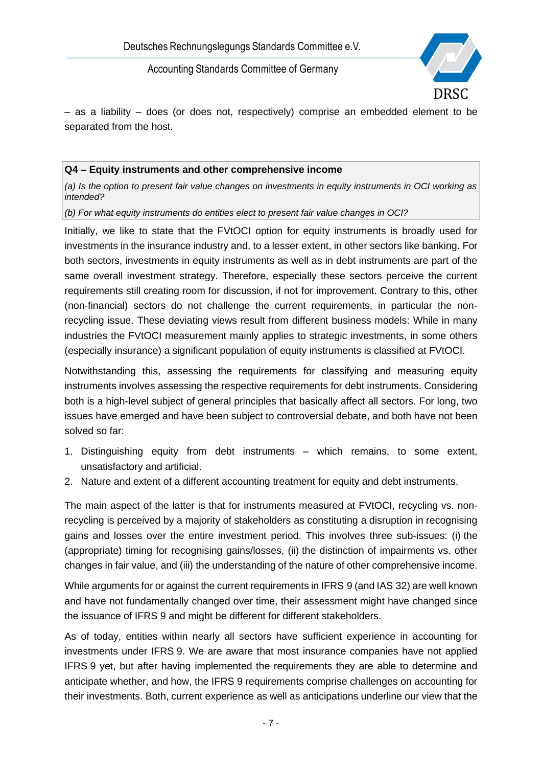– as a liability – does (or does not, respectively) comprise an embedded element to be separated from the host.

**Q4 – Equity instruments and other comprehensive income**

*(a) Is the option to present fair value changes on investments in equity instruments in OCI working as intended?*

*(b) For what equity instruments do entities elect to present fair value changes in OCI?*

Initially, we like to state that the FVtOCI option for equity instruments is broadly used for investments in the insurance industry and, to a lesser extent, in other sectors like banking. For both sectors, investments in equity instruments as well as in debt instruments are part of the same overall investment strategy. Therefore, especially these sectors perceive the current requirements still creating room for discussion, if not for improvement. Contrary to this, other (non-financial) sectors do not challenge the current requirements, in particular the non-recycling issue. These deviating views result from different business models: While in many industries the FVtOCI measurement mainly applies to strategic investments, in some others (especially insurance) a significant population of equity instruments is classified at FVtOCI.

Notwithstanding this, assessing the requirements for classifying and measuring equity instruments involves assessing the respective requirements for debt instruments. Considering both is a high-level subject of general principles that basically affect all sectors. For long, two issues have emerged and have been subject to controversial debate, and both have not been solved so far:

1. Distinguishing equity from debt instruments – which remains, to some extent, unsatisfactory and artificial.
2. Nature and extent of a different accounting treatment for equity and debt instruments.

The main aspect of the latter is that for instruments measured at FVtOCI, recycling vs. non-recycling is perceived by a majority of stakeholders as constituting a disruption in recognising gains and losses over the entire investment period. This involves three sub-issues: (i) the (appropriate) timing for recognising gains/losses, (ii) the distinction of impairments vs. other changes in fair value, and (iii) the understanding of the nature of other comprehensive income.

While arguments for or against the current requirements in IFRS 9 (and IAS 32) are well known and have not fundamentally changed over time, their assessment might have changed since the issuance of IFRS 9 and might be different for different stakeholders.

As of today, entities within nearly all sectors have sufficient experience in accounting for investments under IFRS 9. We are aware that most insurance companies have not applied IFRS 9 yet, but after having implemented the requirements they are able to determine and anticipate whether, and how, the IFRS 9 requirements comprise challenges on accounting for their investments. Both, current experience as well as anticipations underline our view that the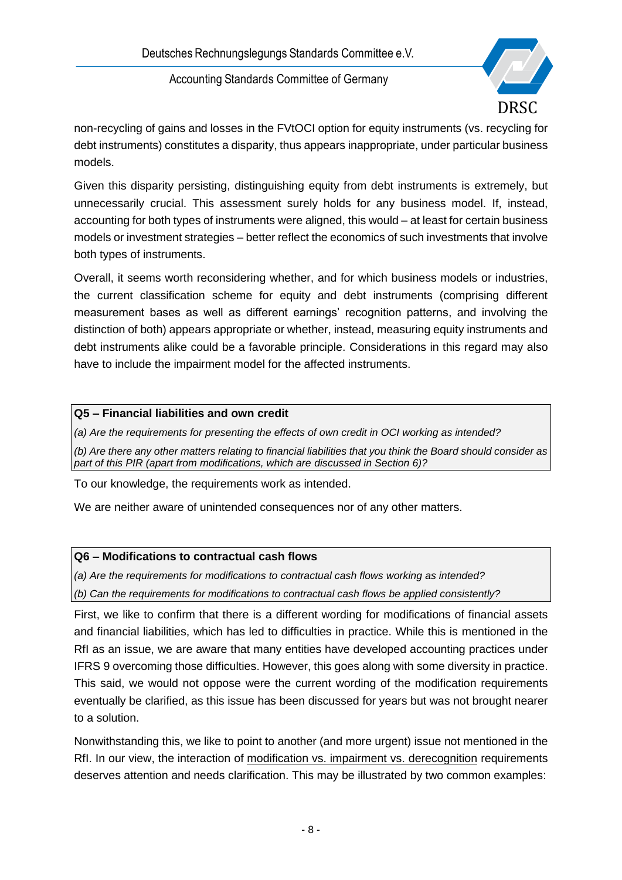non-recycling of gains and losses in the FVtOCI option for equity instruments (vs. recycling for debt instruments) constitutes a disparity, thus appears inappropriate, under particular business models.

Given this disparity persisting, distinguishing equity from debt instruments is extremely, but unnecessarily crucial. This assessment surely holds for any business model. If, instead, accounting for both types of instruments were aligned, this would – at least for certain business models or investment strategies – better reflect the economics of such investments that involve both types of instruments.

Overall, it seems worth reconsidering whether, and for which business models or industries, the current classification scheme for equity and debt instruments (comprising different measurement bases as well as different earnings' recognition patterns, and involving the distinction of both) appears appropriate or whether, instead, measuring equity instruments and debt instruments alike could be a favorable principle. Considerations in this regard may also have to include the impairment model for the affected instruments.

**Q5 – Financial liabilities and own credit**

*(a) Are the requirements for presenting the effects of own credit in OCI working as intended?*

*(b) Are there any other matters relating to financial liabilities that you think the Board should consider as part of this PIR (apart from modifications, which are discussed in Section 6)?*

To our knowledge, the requirements work as intended.

We are neither aware of unintended consequences nor of any other matters.

**Q6 – Modifications to contractual cash flows**

*(a) Are the requirements for modifications to contractual cash flows working as intended?*

*(b) Can the requirements for modifications to contractual cash flows be applied consistently?*

First, we like to confirm that there is a different wording for modifications of financial assets and financial liabilities, which has led to difficulties in practice. While this is mentioned in the RfI as an issue, we are aware that many entities have developed accounting practices under IFRS 9 overcoming those difficulties. However, this goes along with some diversity in practice. This said, we would not oppose were the current wording of the modification requirements eventually be clarified, as this issue has been discussed for years but was not brought nearer to a solution.

Nonwithstanding this, we like to point to another (and more urgent) issue not mentioned in the RfI. In our view, the interaction of modification vs. impairment vs. derecognition requirements deserves attention and needs clarification. This may be illustrated by two common examples: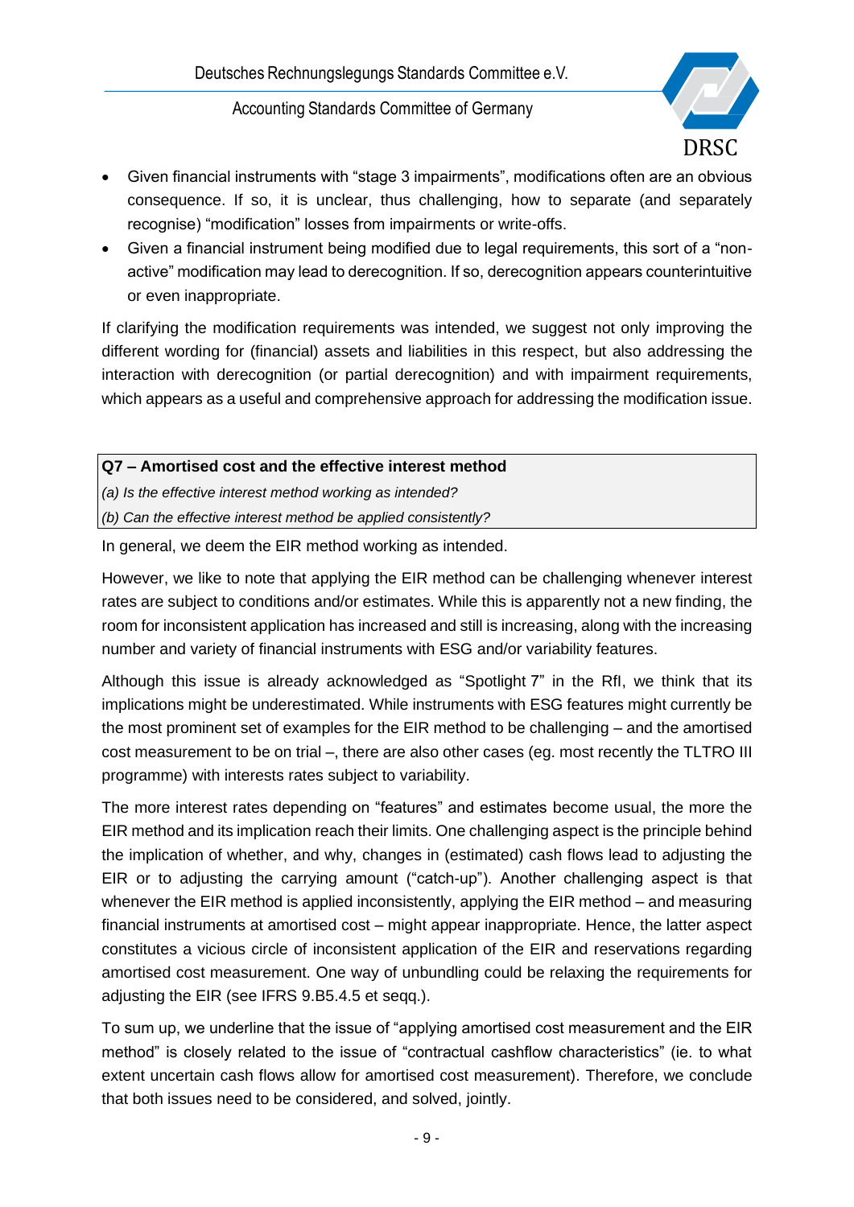- Given financial instruments with “stage 3 impairments”, modifications often are an obvious consequence. If so, it is unclear, thus challenging, how to separate (and separately recognise) “modification” losses from impairments or write-offs.
- Given a financial instrument being modified due to legal requirements, this sort of a “non-active” modification may lead to derecognition. If so, derecognition appears counterintuitive or even inappropriate.

If clarifying the modification requirements was intended, we suggest not only improving the different wording for (financial) assets and liabilities in this respect, but also addressing the interaction with derecognition (or partial derecognition) and with impairment requirements, which appears as a useful and comprehensive approach for addressing the modification issue.

**Q7 – Amortised cost and the effective interest method**

*(a) Is the effective interest method working as intended?*

*(b) Can the effective interest method be applied consistently?*

In general, we deem the EIR method working as intended.

However, we like to note that applying the EIR method can be challenging whenever interest rates are subject to conditions and/or estimates. While this is apparently not a new finding, the room for inconsistent application has increased and still is increasing, along with the increasing number and variety of financial instruments with ESG and/or variability features.

Although this issue is already acknowledged as “Spotlight 7” in the RfI, we think that its implications might be underestimated. While instruments with ESG features might currently be the most prominent set of examples for the EIR method to be challenging – and the amortised cost measurement to be on trial –, there are also other cases (eg. most recently the TLTRO III programme) with interests rates subject to variability.

The more interest rates depending on “features” and estimates become usual, the more the EIR method and its implication reach their limits. One challenging aspect is the principle behind the implication of whether, and why, changes in (estimated) cash flows lead to adjusting the EIR or to adjusting the carrying amount (“catch-up”). Another challenging aspect is that whenever the EIR method is applied inconsistently, applying the EIR method – and measuring financial instruments at amortised cost – might appear inappropriate. Hence, the latter aspect constitutes a vicious circle of inconsistent application of the EIR and reservations regarding amortised cost measurement. One way of unbundling could be relaxing the requirements for adjusting the EIR (see IFRS 9.B5.4.5 et seqq.).

To sum up, we underline that the issue of “applying amortised cost measurement and the EIR method” is closely related to the issue of “contractual cashflow characteristics” (ie. to what extent uncertain cash flows allow for amortised cost measurement). Therefore, we conclude that both issues need to be considered, and solved, jointly.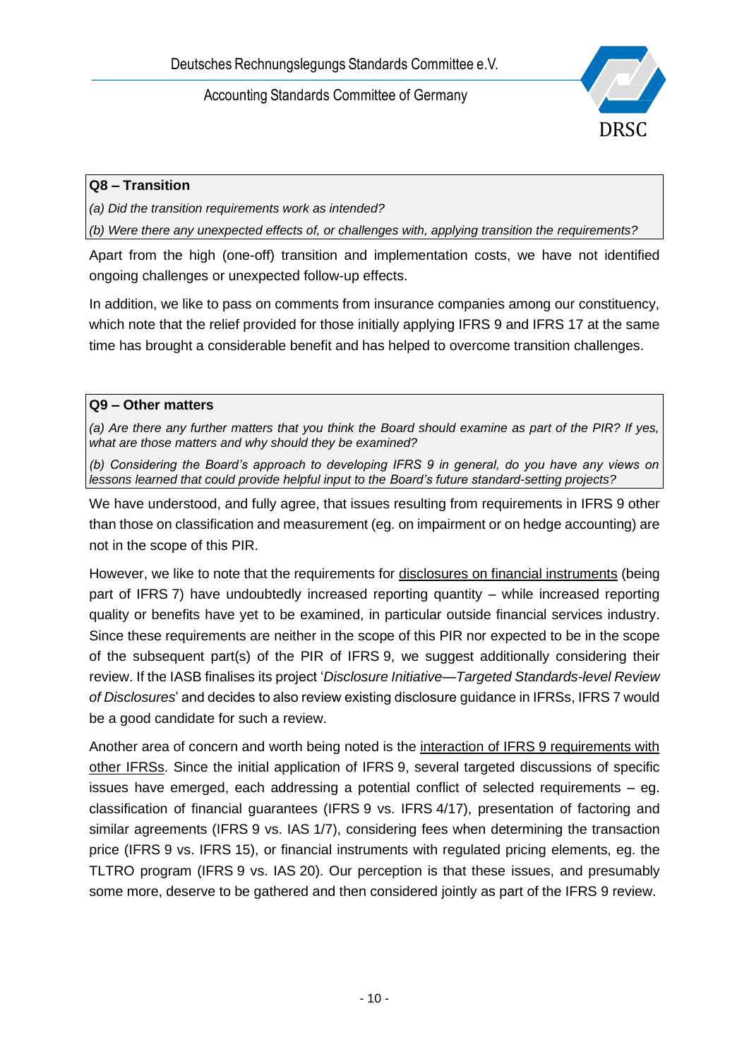**Q8 – Transition**

*(a) Did the transition requirements work as intended?*

*(b) Were there any unexpected effects of, or challenges with, applying transition the requirements?*

Apart from the high (one-off) transition and implementation costs, we have not identified ongoing challenges or unexpected follow-up effects.

In addition, we like to pass on comments from insurance companies among our constituency, which note that the relief provided for those initially applying IFRS 9 and IFRS 17 at the same time has brought a considerable benefit and has helped to overcome transition challenges.

**Q9 – Other matters**

*(a) Are there any further matters that you think the Board should examine as part of the PIR? If yes, what are those matters and why should they be examined?*

*(b) Considering the Board's approach to developing IFRS 9 in general, do you have any views on lessons learned that could provide helpful input to the Board's future standard-setting projects?*

We have understood, and fully agree, that issues resulting from requirements in IFRS 9 other than those on classification and measurement (eg. on impairment or on hedge accounting) are not in the scope of this PIR.

However, we like to note that the requirements for disclosures on financial instruments (being part of IFRS 7) have undoubtedly increased reporting quantity – while increased reporting quality or benefits have yet to be examined, in particular outside financial services industry. Since these requirements are neither in the scope of this PIR nor expected to be in the scope of the subsequent part(s) of the PIR of IFRS 9, we suggest additionally considering their review. If the IASB finalises its project '*Disclosure Initiative—Targeted Standards-level Review of Disclosures*' and decides to also review existing disclosure guidance in IFRSs, IFRS 7 would be a good candidate for such a review.

Another area of concern and worth being noted is the interaction of IFRS 9 requirements with other IFRSs. Since the initial application of IFRS 9, several targeted discussions of specific issues have emerged, each addressing a potential conflict of selected requirements – eg. classification of financial guarantees (IFRS 9 vs. IFRS 4/17), presentation of factoring and similar agreements (IFRS 9 vs. IAS 1/7), considering fees when determining the transaction price (IFRS 9 vs. IFRS 15), or financial instruments with regulated pricing elements, eg. the TLTRO program (IFRS 9 vs. IAS 20). Our perception is that these issues, and presumably some more, deserve to be gathered and then considered jointly as part of the IFRS 9 review.